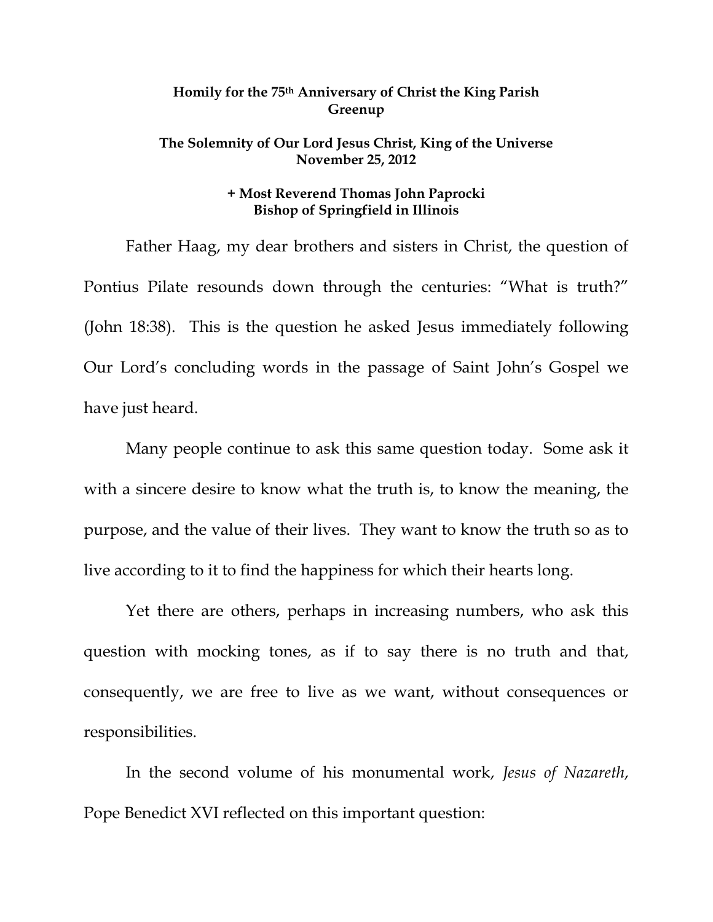**Homily for the 75th Anniversary of Christ the King Parish**
**Greenup**

**The Solemnity of Our Lord Jesus Christ, King of the Universe**
**November 25, 2012**

**+ Most Reverend Thomas John Paprocki**
**Bishop of Springfield in Illinois**

Father Haag, my dear brothers and sisters in Christ, the question of Pontius Pilate resounds down through the centuries: "What is truth?" (John 18:38). This is the question he asked Jesus immediately following Our Lord's concluding words in the passage of Saint John's Gospel we have just heard.

Many people continue to ask this same question today. Some ask it with a sincere desire to know what the truth is, to know the meaning, the purpose, and the value of their lives. They want to know the truth so as to live according to it to find the happiness for which their hearts long.

Yet there are others, perhaps in increasing numbers, who ask this question with mocking tones, as if to say there is no truth and that, consequently, we are free to live as we want, without consequences or responsibilities.

In the second volume of his monumental work, *Jesus of Nazareth*, Pope Benedict XVI reflected on this important question: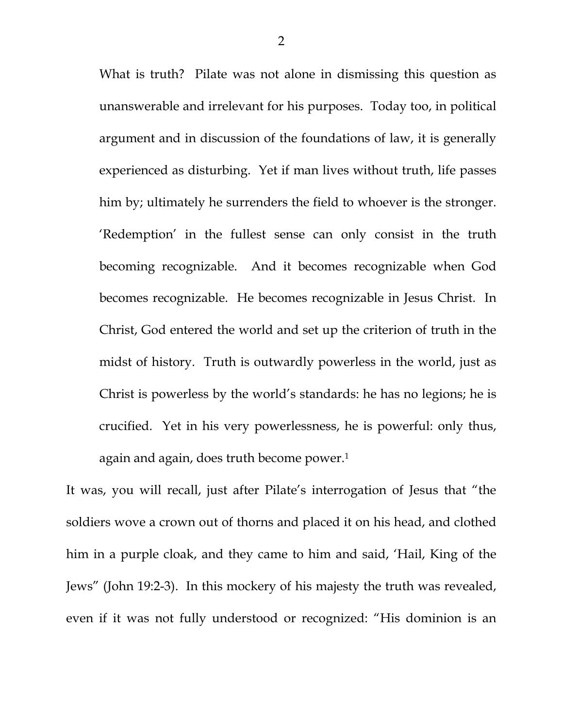> What is truth? Pilate was not alone in dismissing this question as unanswerable and irrelevant for his purposes. Today too, in political argument and in discussion of the foundations of law, it is generally experienced as disturbing. Yet if man lives without truth, life passes him by; ultimately he surrenders the field to whoever is the stronger. 'Redemption' in the fullest sense can only consist in the truth becoming recognizable. And it becomes recognizable when God becomes recognizable. He becomes recognizable in Jesus Christ. In Christ, God entered the world and set up the criterion of truth in the midst of history. Truth is outwardly powerless in the world, just as Christ is powerless by the world's standards: he has no legions; he is crucified. Yet in his very powerlessness, he is powerful: only thus, again and again, does truth become power.[1]

It was, you will recall, just after Pilate's interrogation of Jesus that "the soldiers wove a crown out of thorns and placed it on his head, and clothed him in a purple cloak, and they came to him and said, 'Hail, King of the Jews" (John 19:2-3). In this mockery of his majesty the truth was revealed, even if it was not fully understood or recognized: "His dominion is an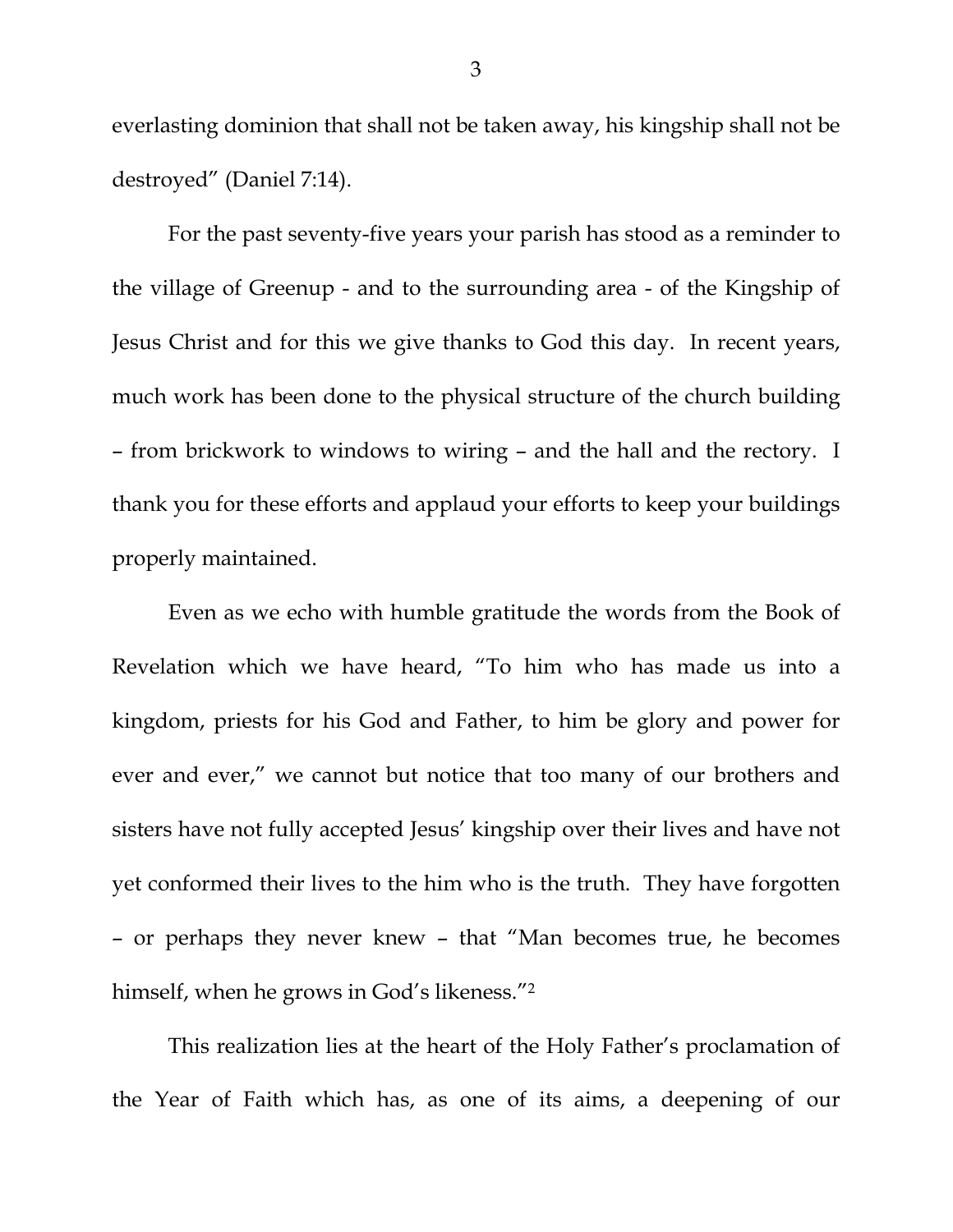everlasting dominion that shall not be taken away, his kingship shall not be destroyed" (Daniel 7:14).

For the past seventy-five years your parish has stood as a reminder to the village of Greenup - and to the surrounding area - of the Kingship of Jesus Christ and for this we give thanks to God this day. In recent years, much work has been done to the physical structure of the church building – from brickwork to windows to wiring – and the hall and the rectory. I thank you for these efforts and applaud your efforts to keep your buildings properly maintained.

Even as we echo with humble gratitude the words from the Book of Revelation which we have heard, "To him who has made us into a kingdom, priests for his God and Father, to him be glory and power for ever and ever," we cannot but notice that too many of our brothers and sisters have not fully accepted Jesus' kingship over their lives and have not yet conformed their lives to the him who is the truth. They have forgotten – or perhaps they never knew – that "Man becomes true, he becomes himself, when he grows in God's likeness."[2]

This realization lies at the heart of the Holy Father's proclamation of the Year of Faith which has, as one of its aims, a deepening of our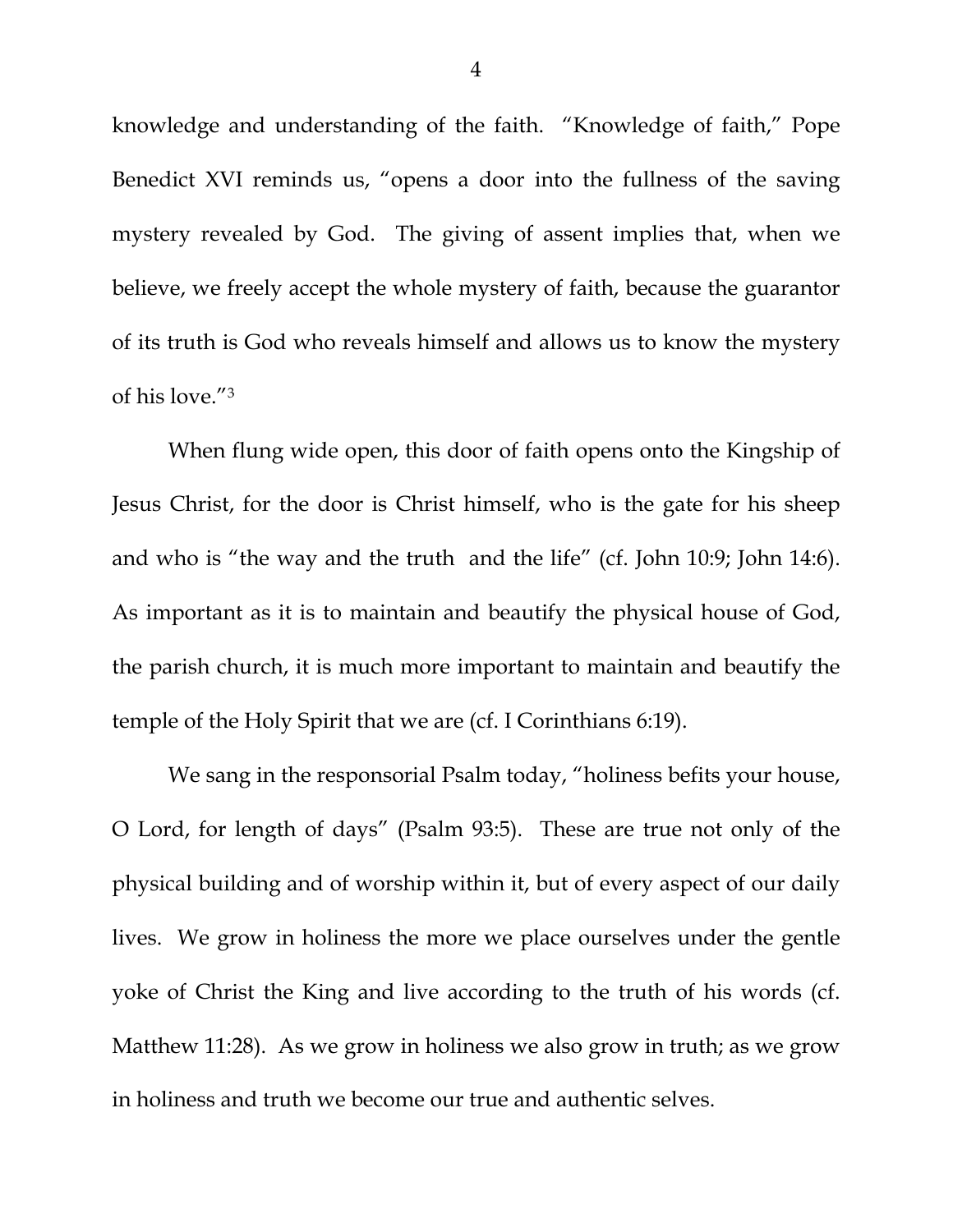knowledge and understanding of the faith. "Knowledge of faith," Pope Benedict XVI reminds us, "opens a door into the fullness of the saving mystery revealed by God. The giving of assent implies that, when we believe, we freely accept the whole mystery of faith, because the guarantor of its truth is God who reveals himself and allows us to know the mystery of his love."[3]

When flung wide open, this door of faith opens onto the Kingship of Jesus Christ, for the door is Christ himself, who is the gate for his sheep and who is "the way and the truth and the life" (cf. John 10:9; John 14:6). As important as it is to maintain and beautify the physical house of God, the parish church, it is much more important to maintain and beautify the temple of the Holy Spirit that we are (cf. I Corinthians 6:19).

We sang in the responsorial Psalm today, "holiness befits your house, O Lord, for length of days" (Psalm 93:5). These are true not only of the physical building and of worship within it, but of every aspect of our daily lives. We grow in holiness the more we place ourselves under the gentle yoke of Christ the King and live according to the truth of his words (cf. Matthew 11:28). As we grow in holiness we also grow in truth; as we grow in holiness and truth we become our true and authentic selves.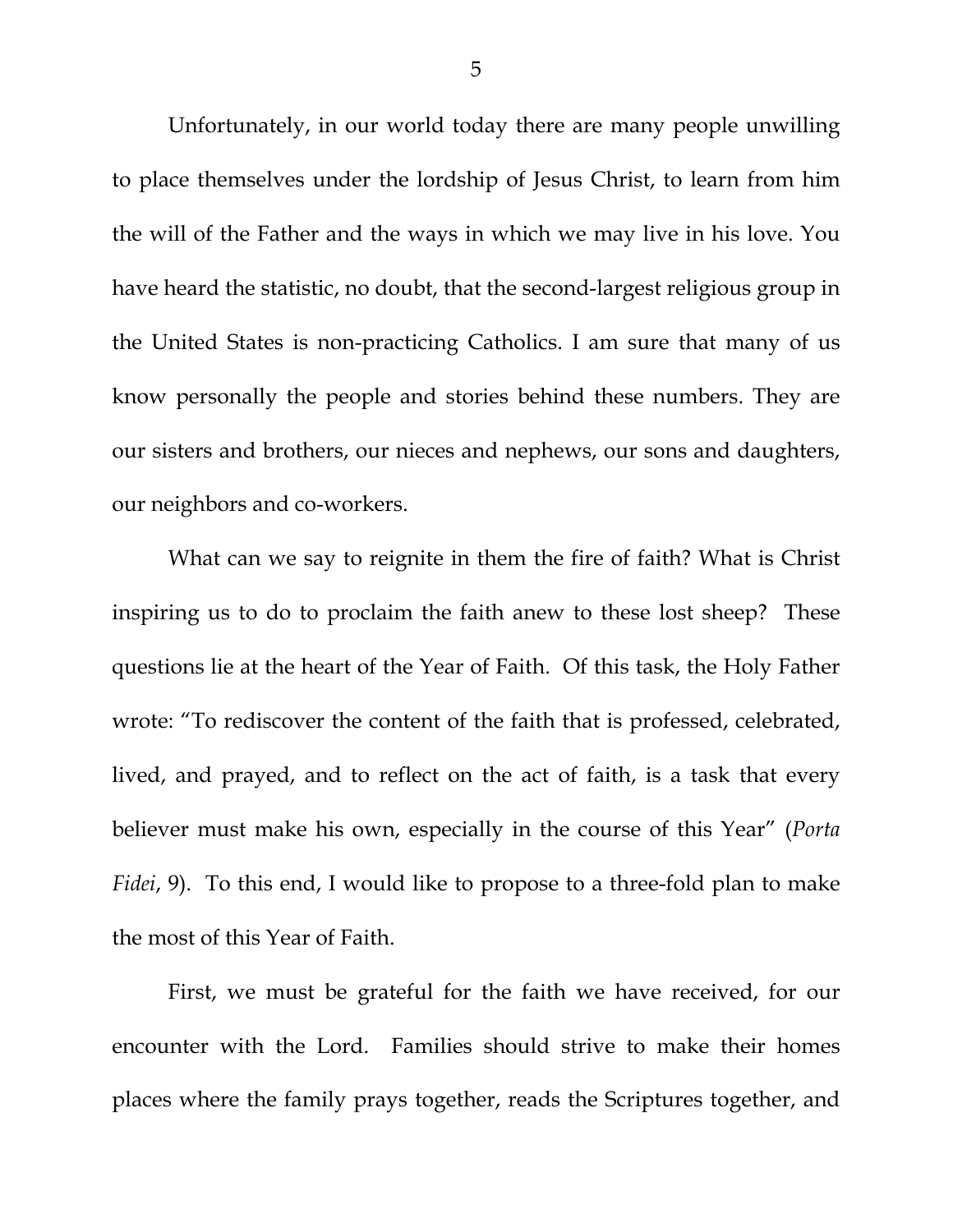Unfortunately, in our world today there are many people unwilling to place themselves under the lordship of Jesus Christ, to learn from him the will of the Father and the ways in which we may live in his love. You have heard the statistic, no doubt, that the second-largest religious group in the United States is non-practicing Catholics. I am sure that many of us know personally the people and stories behind these numbers. They are our sisters and brothers, our nieces and nephews, our sons and daughters, our neighbors and co-workers.

What can we say to reignite in them the fire of faith? What is Christ inspiring us to do to proclaim the faith anew to these lost sheep? These questions lie at the heart of the Year of Faith. Of this task, the Holy Father wrote: "To rediscover the content of the faith that is professed, celebrated, lived, and prayed, and to reflect on the act of faith, is a task that every believer must make his own, especially in the course of this Year" (*Porta Fidei*, 9). To this end, I would like to propose to a three-fold plan to make the most of this Year of Faith.

First, we must be grateful for the faith we have received, for our encounter with the Lord. Families should strive to make their homes places where the family prays together, reads the Scriptures together, and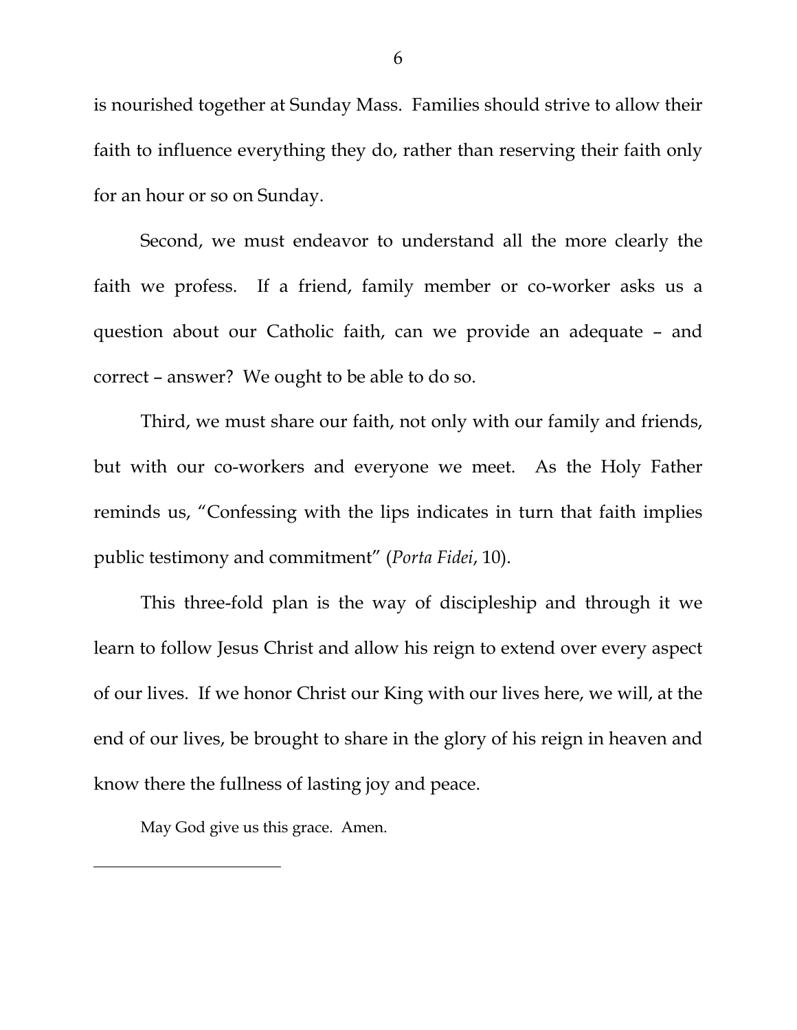is nourished together at Sunday Mass. Families should strive to allow their faith to influence everything they do, rather than reserving their faith only for an hour or so on Sunday.

Second, we must endeavor to understand all the more clearly the faith we profess. If a friend, family member or co-worker asks us a question about our Catholic faith, can we provide an adequate – and correct – answer? We ought to be able to do so.

Third, we must share our faith, not only with our family and friends, but with our co-workers and everyone we meet. As the Holy Father reminds us, "Confessing with the lips indicates in turn that faith implies public testimony and commitment" (*Porta Fidei*, 10).

This three-fold plan is the way of discipleship and through it we learn to follow Jesus Christ and allow his reign to extend over every aspect of our lives. If we honor Christ our King with our lives here, we will, at the end of our lives, be brought to share in the glory of his reign in heaven and know there the fullness of lasting joy and peace.

May God give us this grace. Amen.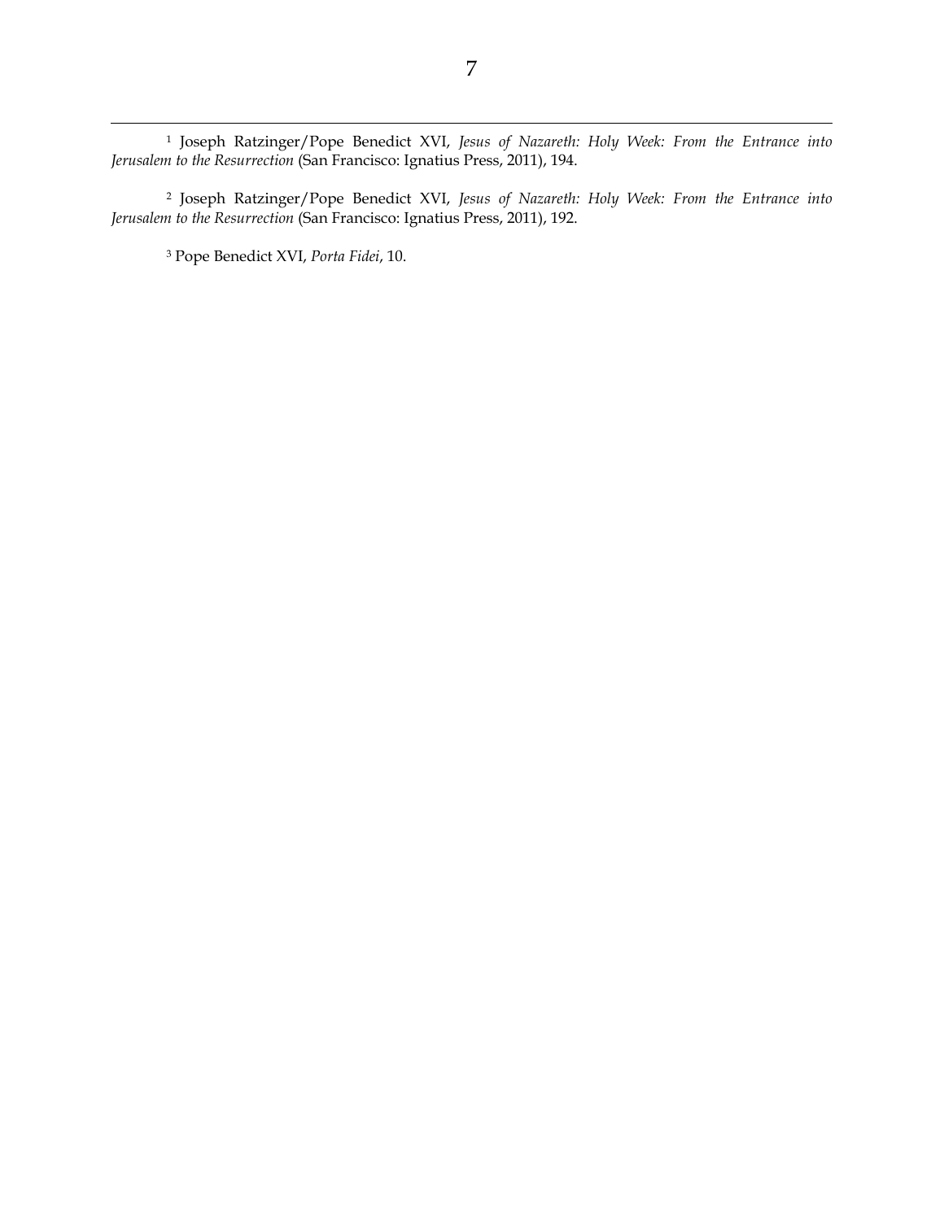[1] Joseph Ratzinger/Pope Benedict XVI, *Jesus of Nazareth: Holy Week: From the Entrance into Jerusalem to the Resurrection* (San Francisco: Ignatius Press, 2011), 194.

[2] Joseph Ratzinger/Pope Benedict XVI, *Jesus of Nazareth: Holy Week: From the Entrance into Jerusalem to the Resurrection* (San Francisco: Ignatius Press, 2011), 192.

[3] Pope Benedict XVI, *Porta Fidei*, 10.